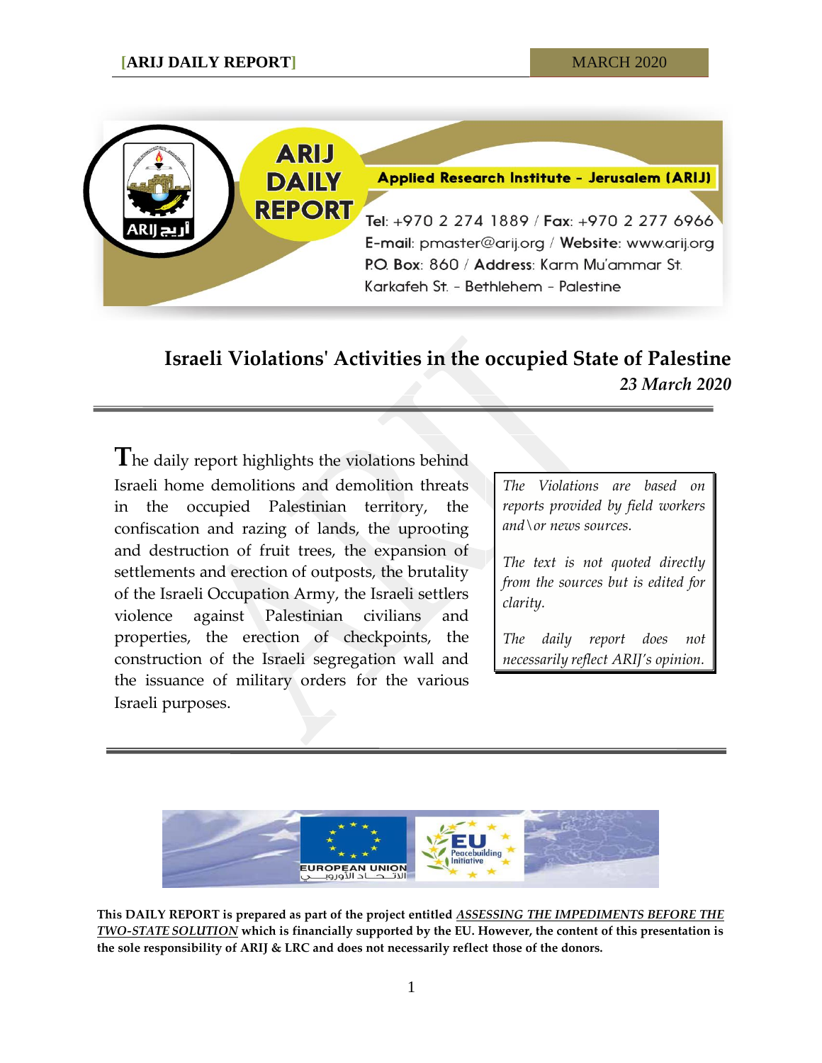# Israeli Violations' Activities in the occupied State of Palestine

*23 March 2020*

The daily report highlights the violations behind Israeli home demolitions and demolition threats in the occupied Palestinian territory, the confiscation and razing of lands, the uprooting and destruction of fruit trees, the expansion of settlements and erection of outposts, the brutality of the Israeli Occupation Army, the Israeli settlers violence against Palestinian civilians and properties, the erection of checkpoints, the construction of the Israeli segregation wall and the issuance of military orders for the various Israeli purposes.

*The Violations are based on reports provided by field workers and\or news sources.*

*The text is not quoted directly from the sources but is edited for clarity.*

*The daily report does not necessarily reflect ARIJ's opinion.*

**This DAILY REPORT is prepared as part of the project entitled *ASSESSING THE IMPEDIMENTS BEFORE THE TWO-STATE SOLUTION* which is financially supported by the EU. However, the content of this presentation is the sole responsibility of ARIJ & LRC and does not necessarily reflect those of the donors.**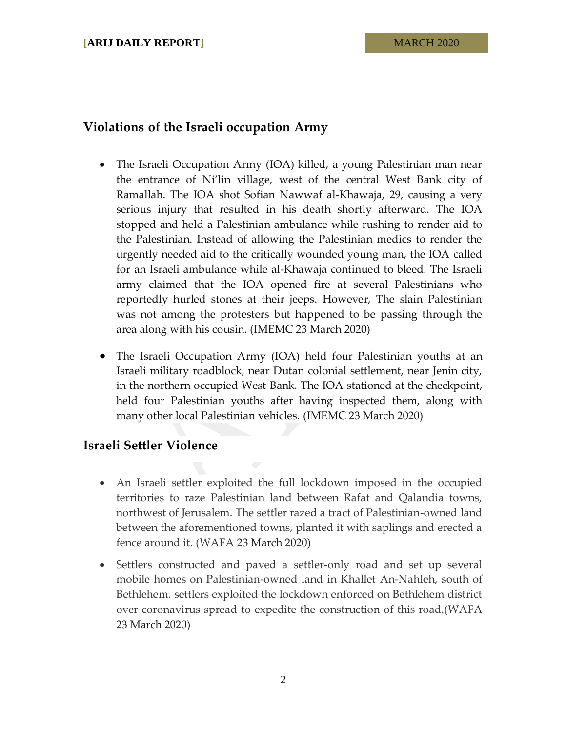## Violations of the Israeli occupation Army

- The Israeli Occupation Army (IOA) killed, a young Palestinian man near the entrance of Ni'lin village, west of the central West Bank city of Ramallah. The IOA shot Sofian Nawwaf al-Khawaja, 29, causing a very serious injury that resulted in his death shortly afterward. The IOA stopped and held a Palestinian ambulance while rushing to render aid to the Palestinian. Instead of allowing the Palestinian medics to render the urgently needed aid to the critically wounded young man, the IOA called for an Israeli ambulance while al-Khawaja continued to bleed. The Israeli army claimed that the IOA opened fire at several Palestinians who reportedly hurled stones at their jeeps. However, The slain Palestinian was not among the protesters but happened to be passing through the area along with his cousin. (IMEMC 23 March 2020)
- The Israeli Occupation Army (IOA) held four Palestinian youths at an Israeli military roadblock, near Dutan colonial settlement, near Jenin city, in the northern occupied West Bank. The IOA stationed at the checkpoint, held four Palestinian youths after having inspected them, along with many other local Palestinian vehicles. (IMEMC 23 March 2020)

## Israeli Settler Violence

- An Israeli settler exploited the full lockdown imposed in the occupied territories to raze Palestinian land between Rafat and Qalandia towns, northwest of Jerusalem. The settler razed a tract of Palestinian-owned land between the aforementioned towns, planted it with saplings and erected a fence around it. (WAFA 23 March 2020)
- Settlers constructed and paved a settler-only road and set up several mobile homes on Palestinian-owned land in Khallet An-Nahleh, south of Bethlehem. settlers exploited the lockdown enforced on Bethlehem district over coronavirus spread to expedite the construction of this road.(WAFA 23 March 2020)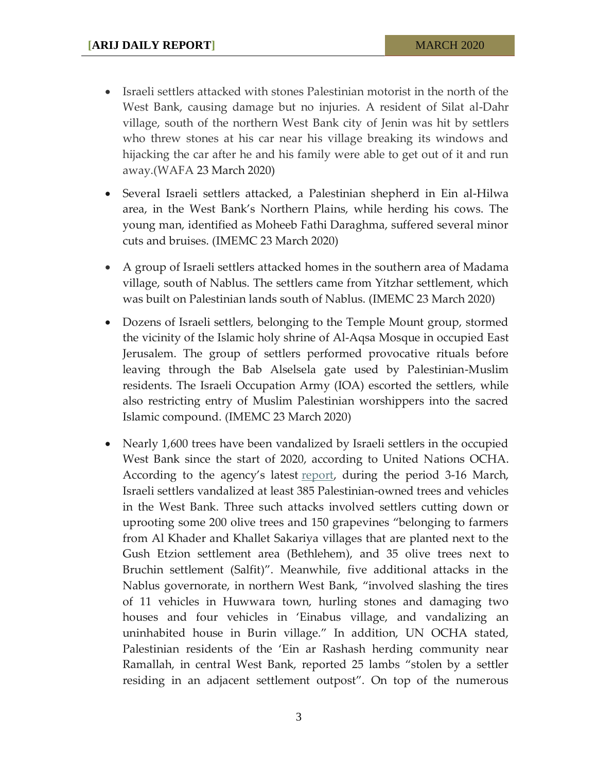- Israeli settlers attacked with stones Palestinian motorist in the north of the West Bank, causing damage but no injuries. A resident of Silat al-Dahr village, south of the northern West Bank city of Jenin was hit by settlers who threw stones at his car near his village breaking its windows and hijacking the car after he and his family were able to get out of it and run away.(WAFA 23 March 2020)

- Several Israeli settlers attacked, a Palestinian shepherd in Ein al-Hilwa area, in the West Bank's Northern Plains, while herding his cows. The young man, identified as Moheeb Fathi Daraghma, suffered several minor cuts and bruises. (IMEMC 23 March 2020)

- A group of Israeli settlers attacked homes in the southern area of Madama village, south of Nablus. The settlers came from Yitzhar settlement, which was built on Palestinian lands south of Nablus. (IMEMC 23 March 2020)

- Dozens of Israeli settlers, belonging to the Temple Mount group, stormed the vicinity of the Islamic holy shrine of Al-Aqsa Mosque in occupied East Jerusalem. The group of settlers performed provocative rituals before leaving through the Bab Alselsela gate used by Palestinian-Muslim residents. The Israeli Occupation Army (IOA) escorted the settlers, while also restricting entry of Muslim Palestinian worshippers into the sacred Islamic compound. (IMEMC 23 March 2020)

- Nearly 1,600 trees have been vandalized by Israeli settlers in the occupied West Bank since the start of 2020, according to United Nations OCHA. According to the agency's latest report, during the period 3-16 March, Israeli settlers vandalized at least 385 Palestinian-owned trees and vehicles in the West Bank. Three such attacks involved settlers cutting down or uprooting some 200 olive trees and 150 grapevines "belonging to farmers from Al Khader and Khallet Sakariya villages that are planted next to the Gush Etzion settlement area (Bethlehem), and 35 olive trees next to Bruchin settlement (Salfit)". Meanwhile, five additional attacks in the Nablus governorate, in northern West Bank, "involved slashing the tires of 11 vehicles in Huwwara town, hurling stones and damaging two houses and four vehicles in 'Einabus village, and vandalizing an uninhabited house in Burin village." In addition, UN OCHA stated, Palestinian residents of the 'Ein ar Rashash herding community near Ramallah, in central West Bank, reported 25 lambs "stolen by a settler residing in an adjacent settlement outpost". On top of the numerous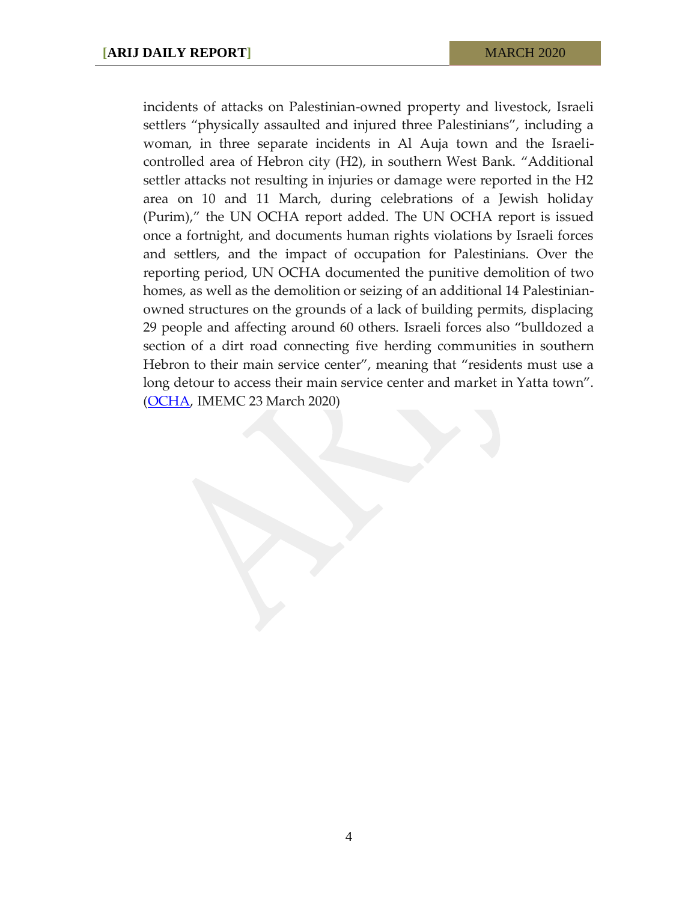incidents of attacks on Palestinian-owned property and livestock, Israeli settlers "physically assaulted and injured three Palestinians", including a woman, in three separate incidents in Al Auja town and the Israeli-controlled area of Hebron city (H2), in southern West Bank. "Additional settler attacks not resulting in injuries or damage were reported in the H2 area on 10 and 11 March, during celebrations of a Jewish holiday (Purim)," the UN OCHA report added. The UN OCHA report is issued once a fortnight, and documents human rights violations by Israeli forces and settlers, and the impact of occupation for Palestinians. Over the reporting period, UN OCHA documented the punitive demolition of two homes, as well as the demolition or seizing of an additional 14 Palestinian-owned structures on the grounds of a lack of building permits, displacing 29 people and affecting around 60 others. Israeli forces also "bulldozed a section of a dirt road connecting five herding communities in southern Hebron to their main service center", meaning that "residents must use a long detour to access their main service center and market in Yatta town". (OCHA, IMEMC 23 March 2020)